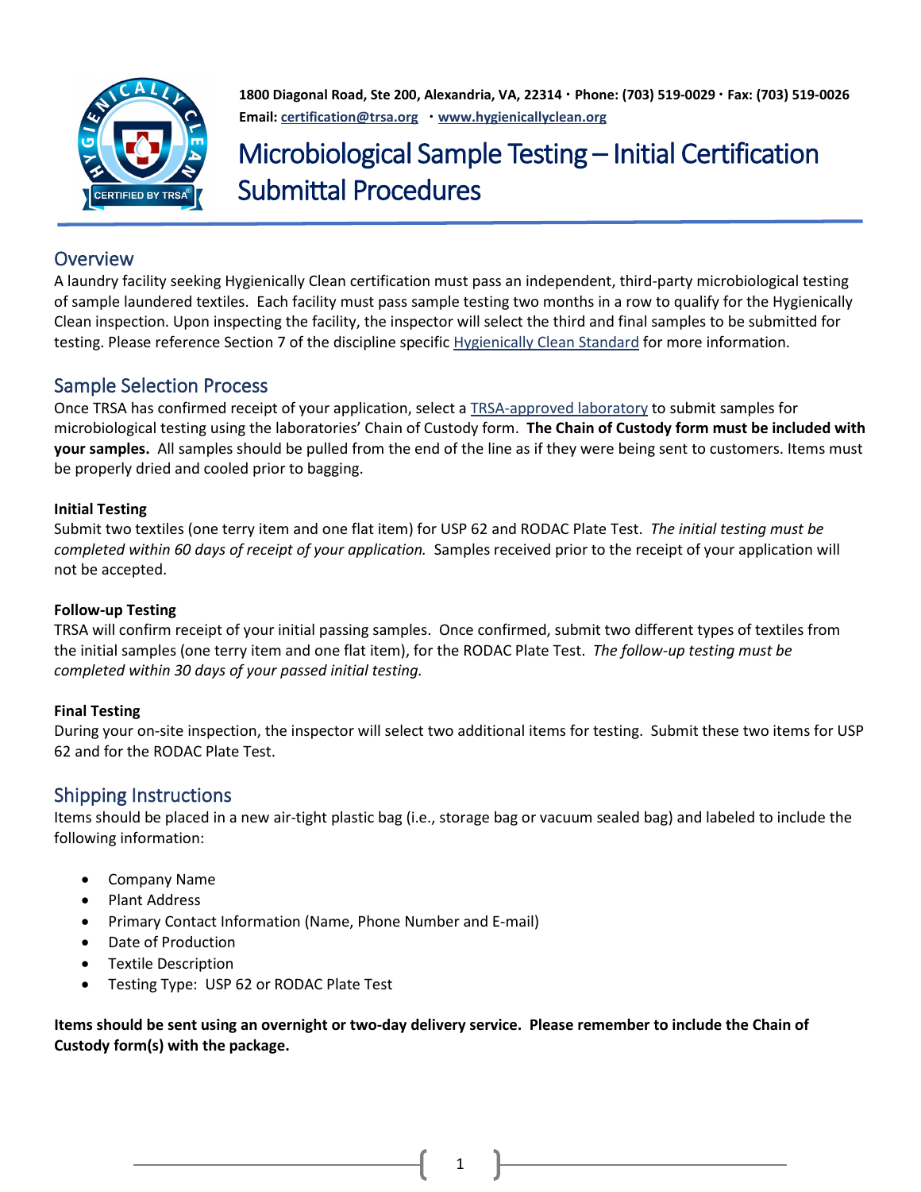1800 Diagonal Road, Ste 200, Alexandria, VA, 22314 · Phone: (703) 519-0029 · Fax: (703) 519-0026
Email: certification@trsa.org · www.hygienicallyclean.org

# Microbiological Sample Testing – Initial Certification Submittal Procedures

## Overview

A laundry facility seeking Hygienically Clean certification must pass an independent, third-party microbiological testing of sample laundered textiles. Each facility must pass sample testing two months in a row to qualify for the Hygienically Clean inspection. Upon inspecting the facility, the inspector will select the third and final samples to be submitted for testing. Please reference Section 7 of the discipline specific Hygienically Clean Standard for more information.

## Sample Selection Process

Once TRSA has confirmed receipt of your application, select a TRSA-approved laboratory to submit samples for microbiological testing using the laboratories' Chain of Custody form. **The Chain of Custody form must be included with your samples.** All samples should be pulled from the end of the line as if they were being sent to customers. Items must be properly dried and cooled prior to bagging.

### Initial Testing

Submit two textiles (one terry item and one flat item) for USP 62 and RODAC Plate Test. *The initial testing must be completed within 60 days of receipt of your application.* Samples received prior to the receipt of your application will not be accepted.

### Follow-up Testing

TRSA will confirm receipt of your initial passing samples. Once confirmed, submit two different types of textiles from the initial samples (one terry item and one flat item), for the RODAC Plate Test. *The follow-up testing must be completed within 30 days of your passed initial testing.*

### Final Testing

During your on-site inspection, the inspector will select two additional items for testing. Submit these two items for USP 62 and for the RODAC Plate Test.

## Shipping Instructions

Items should be placed in a new air-tight plastic bag (i.e., storage bag or vacuum sealed bag) and labeled to include the following information:

- Company Name
- Plant Address
- Primary Contact Information (Name, Phone Number and E-mail)
- Date of Production
- Textile Description
- Testing Type: USP 62 or RODAC Plate Test

**Items should be sent using an overnight or two-day delivery service. Please remember to include the Chain of Custody form(s) with the package.**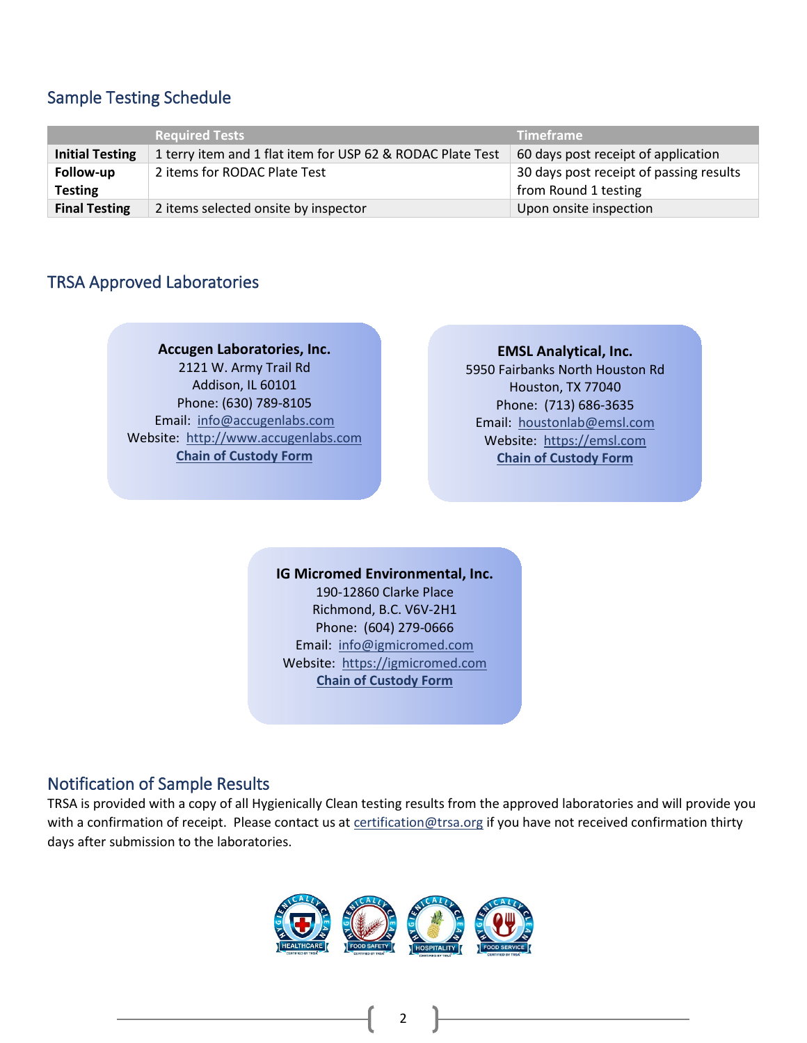## Sample Testing Schedule

| | Required Tests | Timeframe |
|---|---|---|
| **Initial Testing** | 1 terry item and 1 flat item for USP 62 & RODAC Plate Test | 60 days post receipt of application |
| **Follow-up Testing** | 2 items for RODAC Plate Test | 30 days post receipt of passing results from Round 1 testing |
| **Final Testing** | 2 items selected onsite by inspector | Upon onsite inspection |

## TRSA Approved Laboratories

**Accugen Laboratories, Inc.**
2121 W. Army Trail Rd
Addison, IL 60101
Phone: (630) 789-8105
Email: info@accugenlabs.com
Website: http://www.accugenlabs.com
**Chain of Custody Form**

**EMSL Analytical, Inc.**
5950 Fairbanks North Houston Rd
Houston, TX 77040
Phone: (713) 686-3635
Email: houstonlab@emsl.com
Website: https://emsl.com
**Chain of Custody Form**

**IG Micromed Environmental, Inc.**
190-12860 Clarke Place
Richmond, B.C. V6V-2H1
Phone: (604) 279-0666
Email: info@igmicromed.com
Website: https://igmicromed.com
**Chain of Custody Form**

## Notification of Sample Results

TRSA is provided with a copy of all Hygienically Clean testing results from the approved laboratories and will provide you with a confirmation of receipt. Please contact us at certification@trsa.org if you have not received confirmation thirty days after submission to the laboratories.